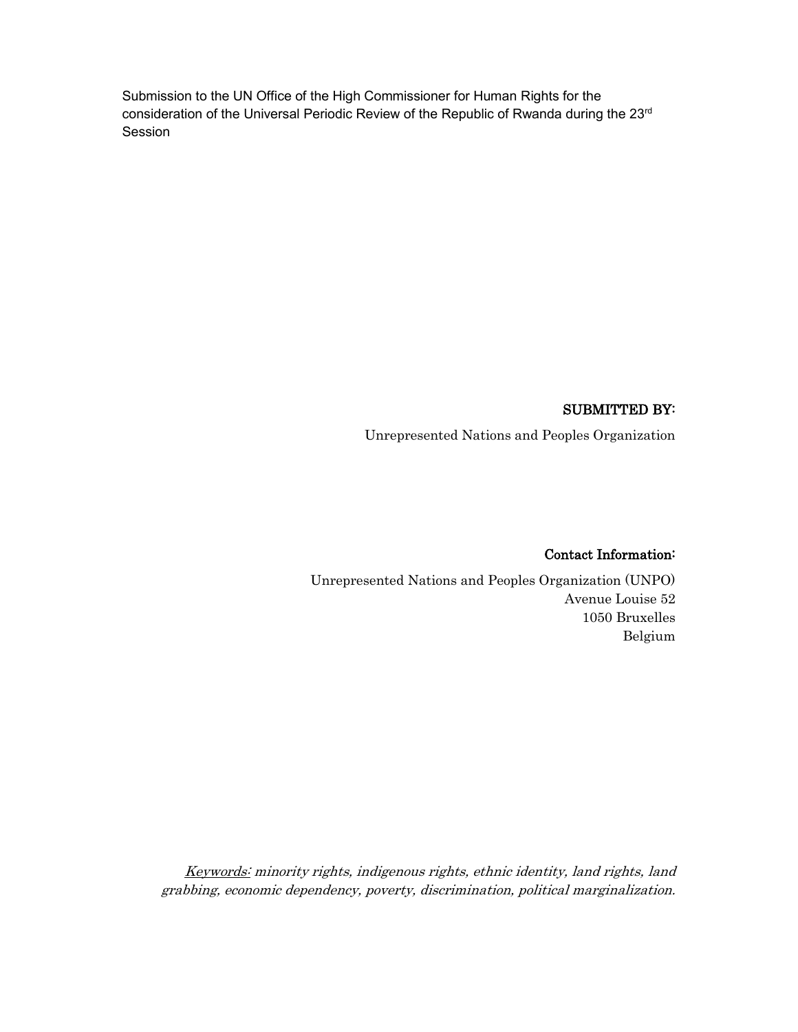Submission to the UN Office of the High Commissioner for Human Rights for the consideration of the Universal Periodic Review of the Republic of Rwanda during the 23rd Session

**SUBMITTED BY:**

Unrepresented Nations and Peoples Organization

**Contact Information:**

Unrepresented Nations and Peoples Organization (UNPO)
Avenue Louise 52
1050 Bruxelles
Belgium

*Keywords: minority rights, indigenous rights, ethnic identity, land rights, land grabbing, economic dependency, poverty, discrimination, political marginalization.*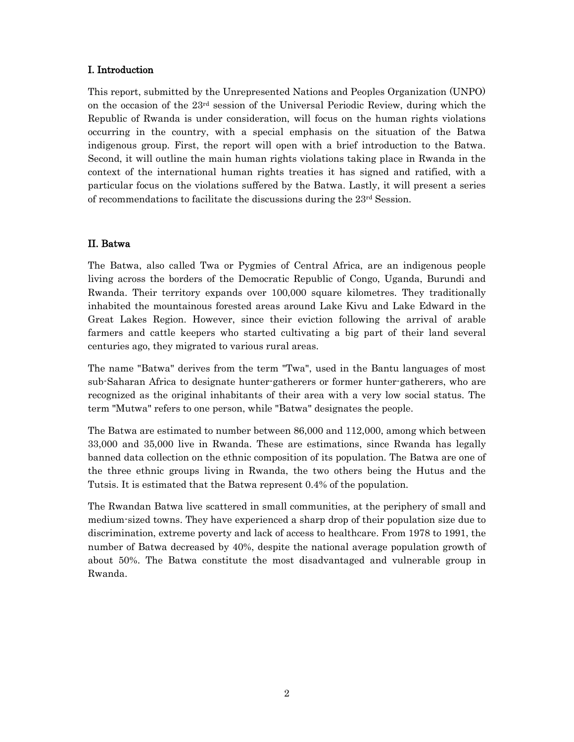## I. Introduction

This report, submitted by the Unrepresented Nations and Peoples Organization (UNPO) on the occasion of the 23rd session of the Universal Periodic Review, during which the Republic of Rwanda is under consideration, will focus on the human rights violations occurring in the country, with a special emphasis on the situation of the Batwa indigenous group. First, the report will open with a brief introduction to the Batwa. Second, it will outline the main human rights violations taking place in Rwanda in the context of the international human rights treaties it has signed and ratified, with a particular focus on the violations suffered by the Batwa. Lastly, it will present a series of recommendations to facilitate the discussions during the 23rd Session.

## II. Batwa

The Batwa, also called Twa or Pygmies of Central Africa, are an indigenous people living across the borders of the Democratic Republic of Congo, Uganda, Burundi and Rwanda. Their territory expands over 100,000 square kilometres. They traditionally inhabited the mountainous forested areas around Lake Kivu and Lake Edward in the Great Lakes Region. However, since their eviction following the arrival of arable farmers and cattle keepers who started cultivating a big part of their land several centuries ago, they migrated to various rural areas.

The name "Batwa" derives from the term "Twa", used in the Bantu languages of most sub-Saharan Africa to designate hunter-gatherers or former hunter-gatherers, who are recognized as the original inhabitants of their area with a very low social status. The term "Mutwa" refers to one person, while "Batwa" designates the people.

The Batwa are estimated to number between 86,000 and 112,000, among which between 33,000 and 35,000 live in Rwanda. These are estimations, since Rwanda has legally banned data collection on the ethnic composition of its population. The Batwa are one of the three ethnic groups living in Rwanda, the two others being the Hutus and the Tutsis. It is estimated that the Batwa represent 0.4% of the population.

The Rwandan Batwa live scattered in small communities, at the periphery of small and medium-sized towns. They have experienced a sharp drop of their population size due to discrimination, extreme poverty and lack of access to healthcare. From 1978 to 1991, the number of Batwa decreased by 40%, despite the national average population growth of about 50%. The Batwa constitute the most disadvantaged and vulnerable group in Rwanda.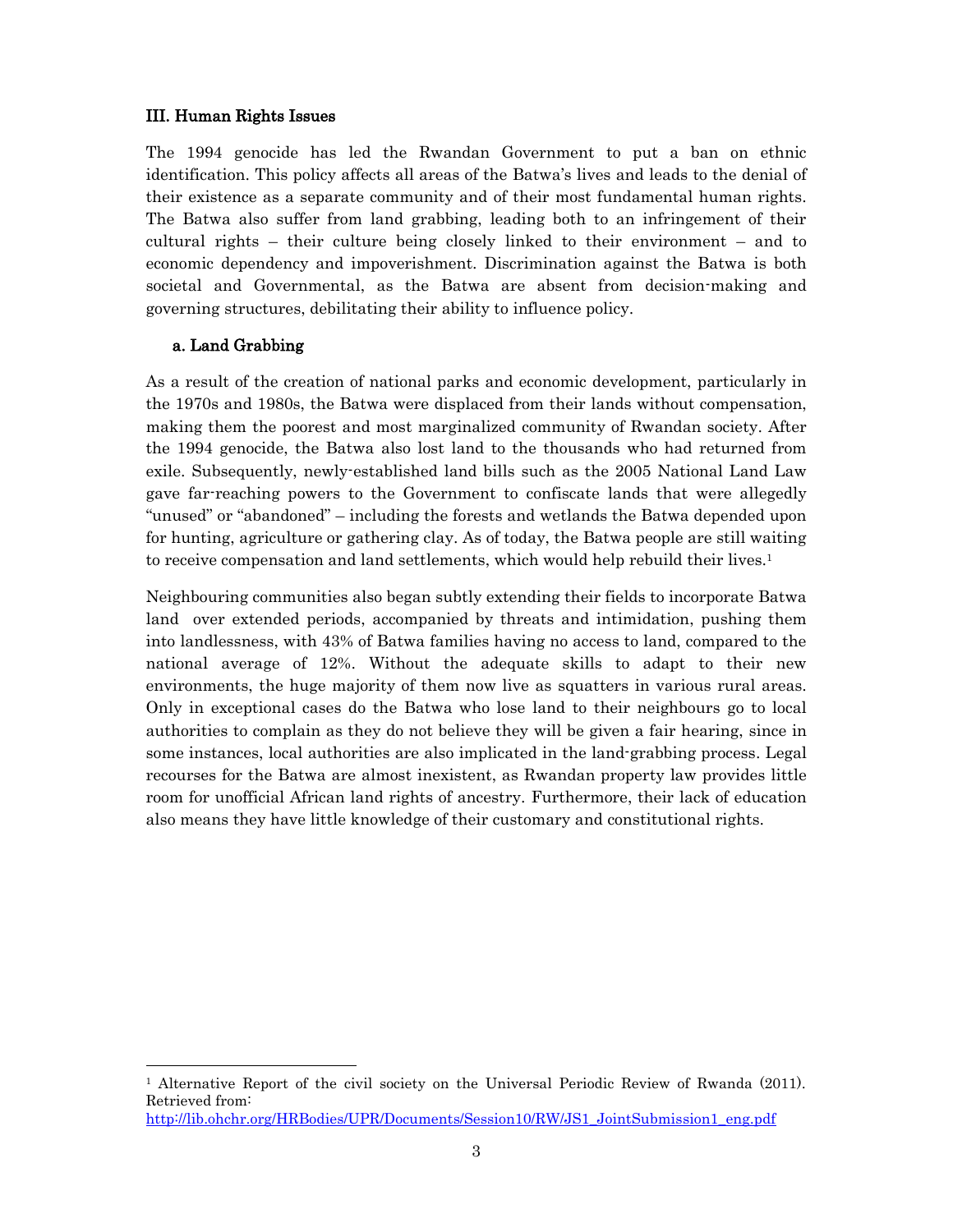## III. Human Rights Issues

The 1994 genocide has led the Rwandan Government to put a ban on ethnic identification. This policy affects all areas of the Batwa's lives and leads to the denial of their existence as a separate community and of their most fundamental human rights. The Batwa also suffer from land grabbing, leading both to an infringement of their cultural rights – their culture being closely linked to their environment – and to economic dependency and impoverishment. Discrimination against the Batwa is both societal and Governmental, as the Batwa are absent from decision-making and governing structures, debilitating their ability to influence policy.

### a. Land Grabbing

As a result of the creation of national parks and economic development, particularly in the 1970s and 1980s, the Batwa were displaced from their lands without compensation, making them the poorest and most marginalized community of Rwandan society. After the 1994 genocide, the Batwa also lost land to the thousands who had returned from exile. Subsequently, newly-established land bills such as the 2005 National Land Law gave far-reaching powers to the Government to confiscate lands that were allegedly "unused" or "abandoned" – including the forests and wetlands the Batwa depended upon for hunting, agriculture or gathering clay. As of today, the Batwa people are still waiting to receive compensation and land settlements, which would help rebuild their lives.[1]

Neighbouring communities also began subtly extending their fields to incorporate Batwa land over extended periods, accompanied by threats and intimidation, pushing them into landlessness, with 43% of Batwa families having no access to land, compared to the national average of 12%. Without the adequate skills to adapt to their new environments, the huge majority of them now live as squatters in various rural areas. Only in exceptional cases do the Batwa who lose land to their neighbours go to local authorities to complain as they do not believe they will be given a fair hearing, since in some instances, local authorities are also implicated in the land-grabbing process. Legal recourses for the Batwa are almost inexistent, as Rwandan property law provides little room for unofficial African land rights of ancestry. Furthermore, their lack of education also means they have little knowledge of their customary and constitutional rights.

---

[1] Alternative Report of the civil society on the Universal Periodic Review of Rwanda (2011). Retrieved from: http://lib.ohchr.org/HRBodies/UPR/Documents/Session10/RW/JS1_JointSubmission1_eng.pdf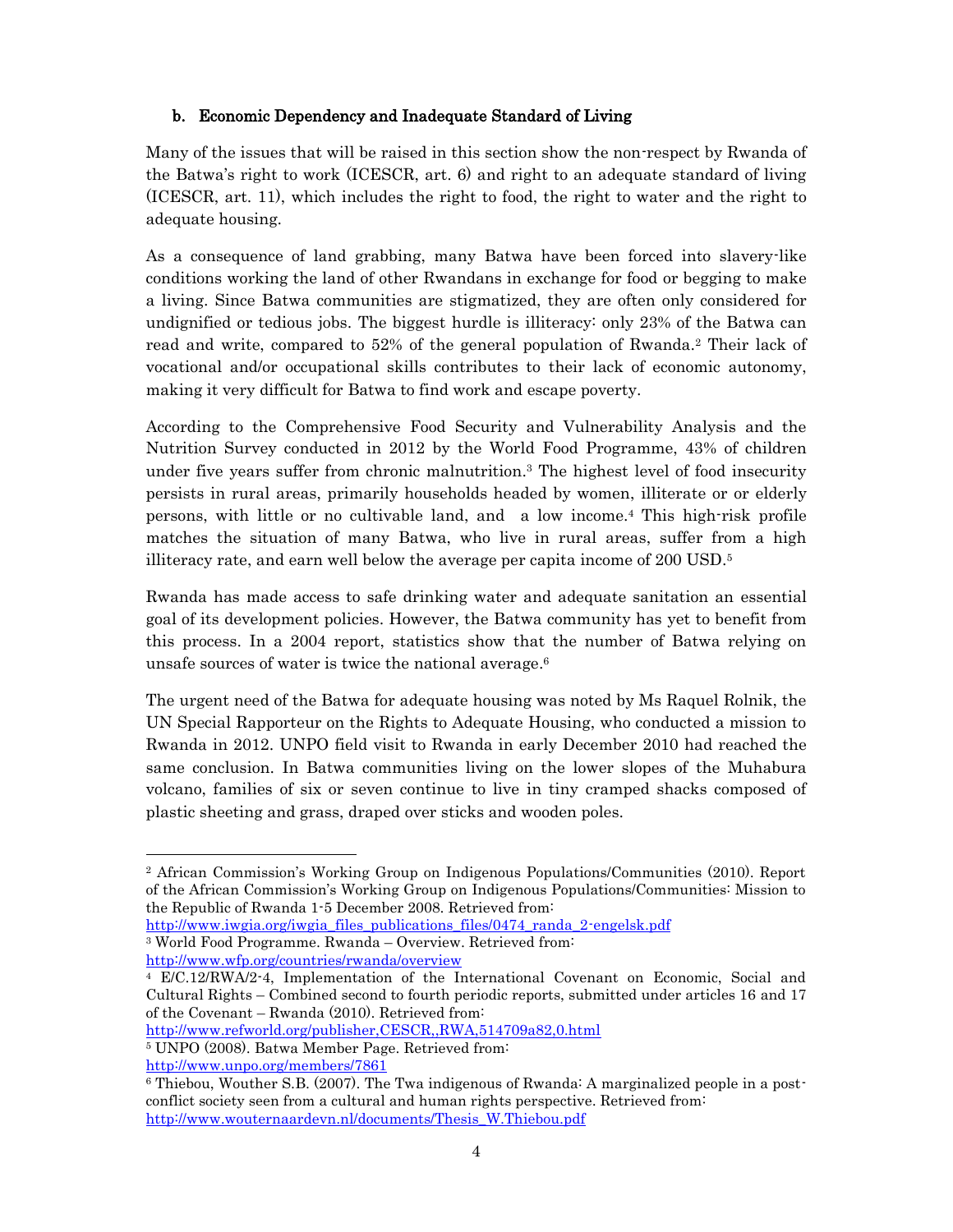### b. Economic Dependency and Inadequate Standard of Living

Many of the issues that will be raised in this section show the non-respect by Rwanda of the Batwa's right to work (ICESCR, art. 6) and right to an adequate standard of living (ICESCR, art. 11), which includes the right to food, the right to water and the right to adequate housing.

As a consequence of land grabbing, many Batwa have been forced into slavery-like conditions working the land of other Rwandans in exchange for food or begging to make a living. Since Batwa communities are stigmatized, they are often only considered for undignified or tedious jobs. The biggest hurdle is illiteracy: only 23% of the Batwa can read and write, compared to 52% of the general population of Rwanda.[2] Their lack of vocational and/or occupational skills contributes to their lack of economic autonomy, making it very difficult for Batwa to find work and escape poverty.

According to the Comprehensive Food Security and Vulnerability Analysis and the Nutrition Survey conducted in 2012 by the World Food Programme, 43% of children under five years suffer from chronic malnutrition.[3] The highest level of food insecurity persists in rural areas, primarily households headed by women, illiterate or or elderly persons, with little or no cultivable land, and a low income.[4] This high-risk profile matches the situation of many Batwa, who live in rural areas, suffer from a high illiteracy rate, and earn well below the average per capita income of 200 USD.[5]

Rwanda has made access to safe drinking water and adequate sanitation an essential goal of its development policies. However, the Batwa community has yet to benefit from this process. In a 2004 report, statistics show that the number of Batwa relying on unsafe sources of water is twice the national average.[6]

The urgent need of the Batwa for adequate housing was noted by Ms Raquel Rolnik, the UN Special Rapporteur on the Rights to Adequate Housing, who conducted a mission to Rwanda in 2012. UNPO field visit to Rwanda in early December 2010 had reached the same conclusion. In Batwa communities living on the lower slopes of the Muhabura volcano, families of six or seven continue to live in tiny cramped shacks composed of plastic sheeting and grass, draped over sticks and wooden poles.

---

[2] African Commission's Working Group on Indigenous Populations/Communities (2010). Report of the African Commission's Working Group on Indigenous Populations/Communities: Mission to the Republic of Rwanda 1-5 December 2008. Retrieved from: http://www.iwgia.org/iwgia_files_publications_files/0474_randa_2-engelsk.pdf

[3] World Food Programme. Rwanda – Overview. Retrieved from: http://www.wfp.org/countries/rwanda/overview

[4] E/C.12/RWA/2-4, Implementation of the International Covenant on Economic, Social and Cultural Rights – Combined second to fourth periodic reports, submitted under articles 16 and 17 of the Covenant – Rwanda (2010). Retrieved from: http://www.refworld.org/publisher,CESCR,,RWA,514709a82,0.html

[5] UNPO (2008). Batwa Member Page. Retrieved from: http://www.unpo.org/members/7861

[6] Thiebou, Wouther S.B. (2007). The Twa indigenous of Rwanda: A marginalized people in a post-conflict society seen from a cultural and human rights perspective. Retrieved from: http://www.wouternaardevn.nl/documents/Thesis_W.Thiebou.pdf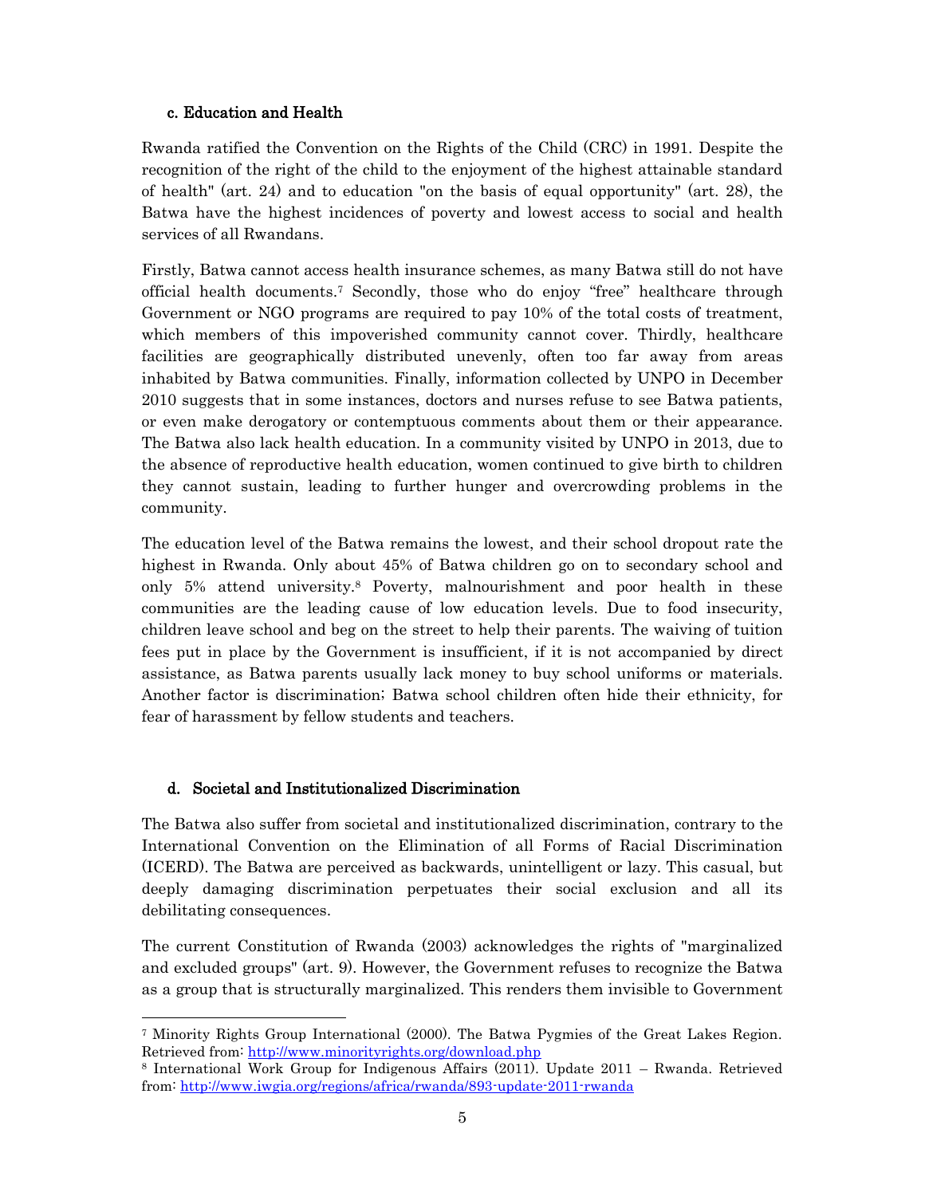### c. Education and Health

Rwanda ratified the Convention on the Rights of the Child (CRC) in 1991. Despite the recognition of the right of the child to the enjoyment of the highest attainable standard of health" (art. 24) and to education "on the basis of equal opportunity" (art. 28), the Batwa have the highest incidences of poverty and lowest access to social and health services of all Rwandans.

Firstly, Batwa cannot access health insurance schemes, as many Batwa still do not have official health documents.[7] Secondly, those who do enjoy "free" healthcare through Government or NGO programs are required to pay 10% of the total costs of treatment, which members of this impoverished community cannot cover. Thirdly, healthcare facilities are geographically distributed unevenly, often too far away from areas inhabited by Batwa communities. Finally, information collected by UNPO in December 2010 suggests that in some instances, doctors and nurses refuse to see Batwa patients, or even make derogatory or contemptuous comments about them or their appearance. The Batwa also lack health education. In a community visited by UNPO in 2013, due to the absence of reproductive health education, women continued to give birth to children they cannot sustain, leading to further hunger and overcrowding problems in the community.

The education level of the Batwa remains the lowest, and their school dropout rate the highest in Rwanda. Only about 45% of Batwa children go on to secondary school and only 5% attend university.[8] Poverty, malnourishment and poor health in these communities are the leading cause of low education levels. Due to food insecurity, children leave school and beg on the street to help their parents. The waiving of tuition fees put in place by the Government is insufficient, if it is not accompanied by direct assistance, as Batwa parents usually lack money to buy school uniforms or materials. Another factor is discrimination; Batwa school children often hide their ethnicity, for fear of harassment by fellow students and teachers.

### d. Societal and Institutionalized Discrimination

The Batwa also suffer from societal and institutionalized discrimination, contrary to the International Convention on the Elimination of all Forms of Racial Discrimination (ICERD). The Batwa are perceived as backwards, unintelligent or lazy. This casual, but deeply damaging discrimination perpetuates their social exclusion and all its debilitating consequences.

The current Constitution of Rwanda (2003) acknowledges the rights of "marginalized and excluded groups" (art. 9). However, the Government refuses to recognize the Batwa as a group that is structurally marginalized. This renders them invisible to Government

---

[7] Minority Rights Group International (2000). The Batwa Pygmies of the Great Lakes Region. Retrieved from: http://www.minorityrights.org/download.php

[8] International Work Group for Indigenous Affairs (2011). Update 2011 – Rwanda. Retrieved from: http://www.iwgia.org/regions/africa/rwanda/893-update-2011-rwanda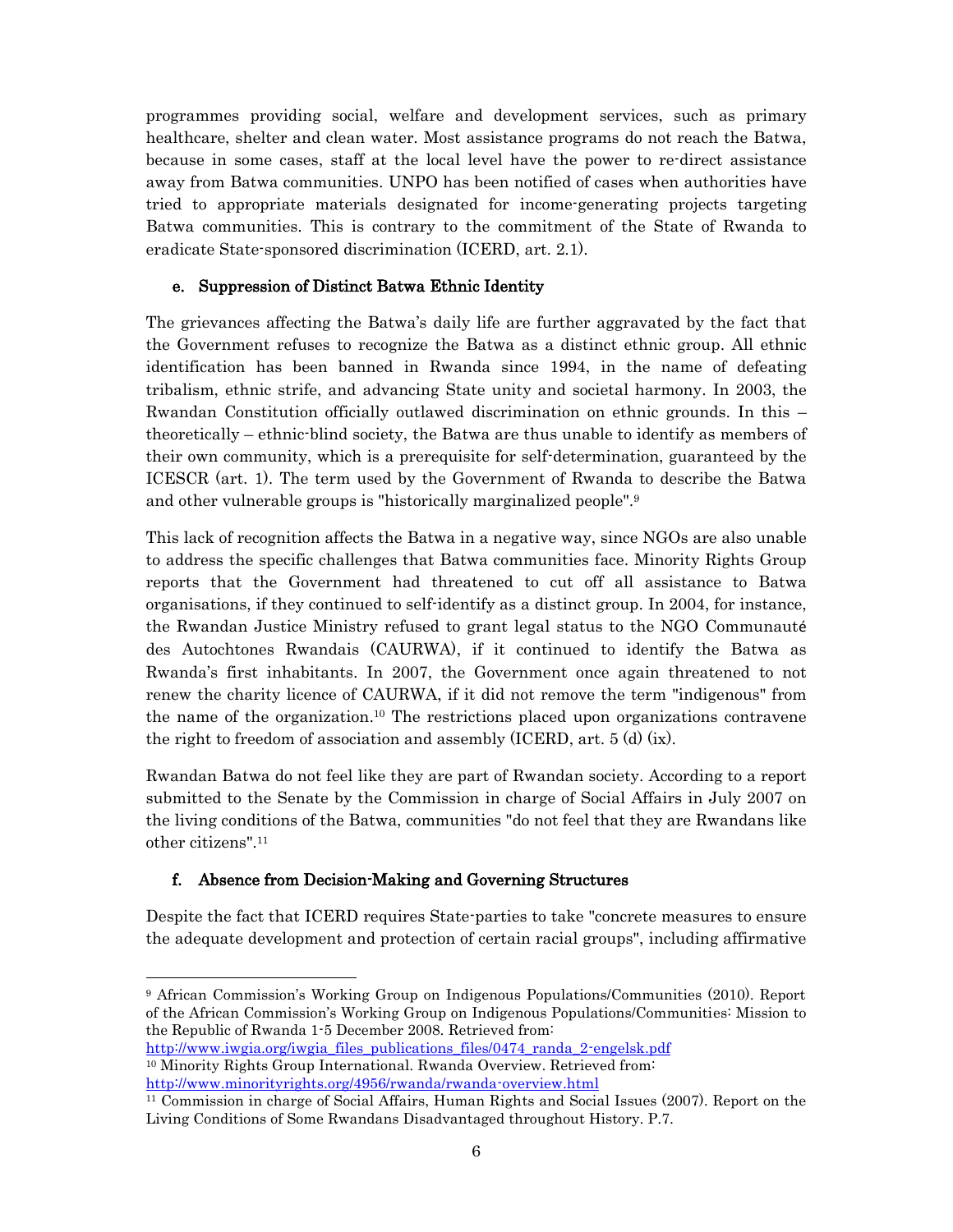programmes providing social, welfare and development services, such as primary healthcare, shelter and clean water. Most assistance programs do not reach the Batwa, because in some cases, staff at the local level have the power to re-direct assistance away from Batwa communities. UNPO has been notified of cases when authorities have tried to appropriate materials designated for income-generating projects targeting Batwa communities. This is contrary to the commitment of the State of Rwanda to eradicate State-sponsored discrimination (ICERD, art. 2.1).

### e. Suppression of Distinct Batwa Ethnic Identity

The grievances affecting the Batwa's daily life are further aggravated by the fact that the Government refuses to recognize the Batwa as a distinct ethnic group. All ethnic identification has been banned in Rwanda since 1994, in the name of defeating tribalism, ethnic strife, and advancing State unity and societal harmony. In 2003, the Rwandan Constitution officially outlawed discrimination on ethnic grounds. In this – theoretically – ethnic-blind society, the Batwa are thus unable to identify as members of their own community, which is a prerequisite for self-determination, guaranteed by the ICESCR (art. 1). The term used by the Government of Rwanda to describe the Batwa and other vulnerable groups is "historically marginalized people".[9]

This lack of recognition affects the Batwa in a negative way, since NGOs are also unable to address the specific challenges that Batwa communities face. Minority Rights Group reports that the Government had threatened to cut off all assistance to Batwa organisations, if they continued to self-identify as a distinct group. In 2004, for instance, the Rwandan Justice Ministry refused to grant legal status to the NGO Communauté des Autochtones Rwandais (CAURWA), if it continued to identify the Batwa as Rwanda's first inhabitants. In 2007, the Government once again threatened to not renew the charity licence of CAURWA, if it did not remove the term "indigenous" from the name of the organization.[10] The restrictions placed upon organizations contravene the right to freedom of association and assembly (ICERD, art. 5 (d) (ix).

Rwandan Batwa do not feel like they are part of Rwandan society. According to a report submitted to the Senate by the Commission in charge of Social Affairs in July 2007 on the living conditions of the Batwa, communities "do not feel that they are Rwandans like other citizens".[11]

### f. Absence from Decision-Making and Governing Structures

Despite the fact that ICERD requires State-parties to take "concrete measures to ensure the adequate development and protection of certain racial groups", including affirmative

---

[9] African Commission's Working Group on Indigenous Populations/Communities (2010). Report of the African Commission's Working Group on Indigenous Populations/Communities: Mission to the Republic of Rwanda 1-5 December 2008. Retrieved from: http://www.iwgia.org/iwgia_files_publications_files/0474_randa_2-engelsk.pdf

[10] Minority Rights Group International. Rwanda Overview. Retrieved from: http://www.minorityrights.org/4956/rwanda/rwanda-overview.html

[11] Commission in charge of Social Affairs, Human Rights and Social Issues (2007). Report on the Living Conditions of Some Rwandans Disadvantaged throughout History. P.7.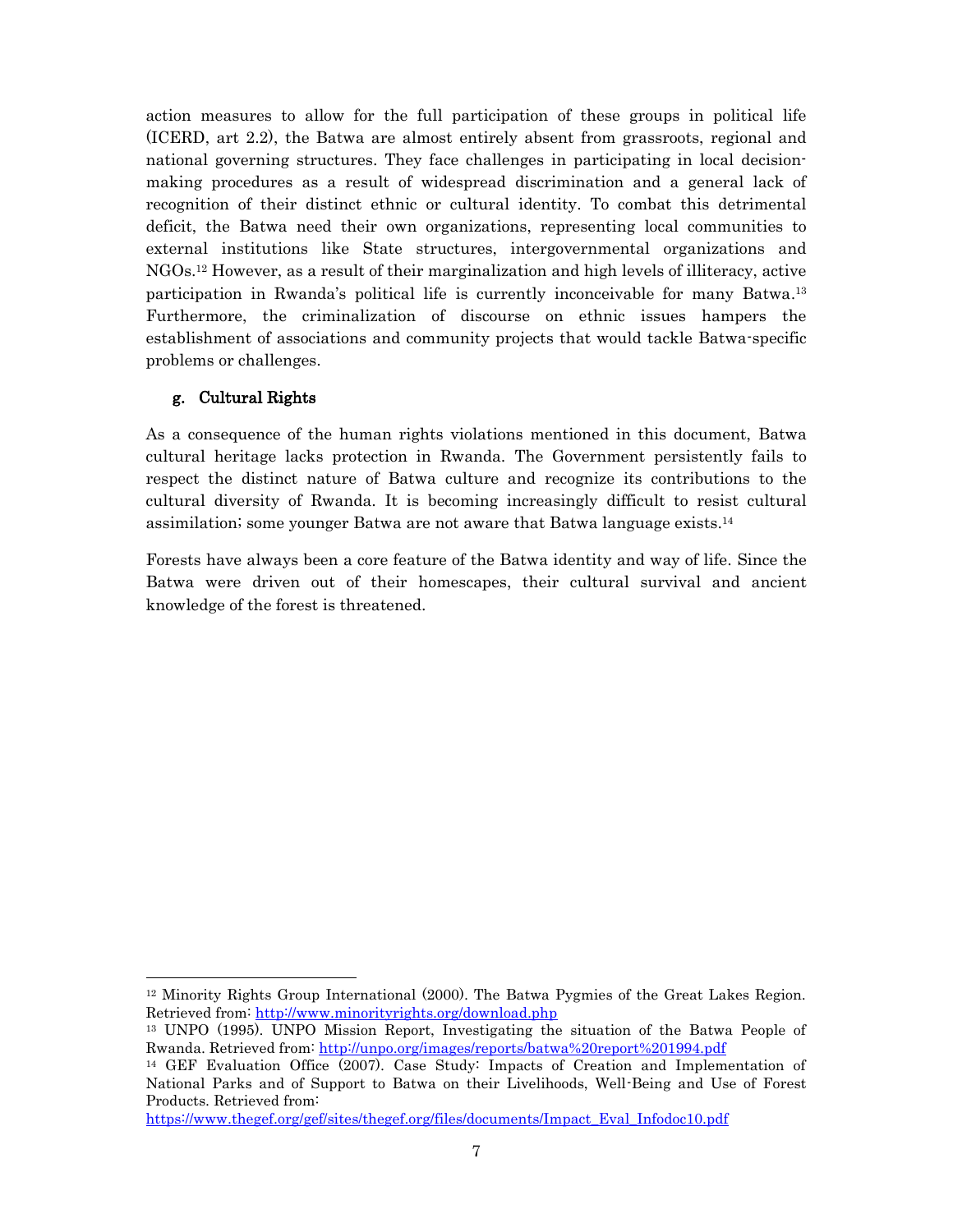action measures to allow for the full participation of these groups in political life (ICERD, art 2.2), the Batwa are almost entirely absent from grassroots, regional and national governing structures. They face challenges in participating in local decision-making procedures as a result of widespread discrimination and a general lack of recognition of their distinct ethnic or cultural identity. To combat this detrimental deficit, the Batwa need their own organizations, representing local communities to external institutions like State structures, intergovernmental organizations and NGOs.[12] However, as a result of their marginalization and high levels of illiteracy, active participation in Rwanda's political life is currently inconceivable for many Batwa.[13] Furthermore, the criminalization of discourse on ethnic issues hampers the establishment of associations and community projects that would tackle Batwa-specific problems or challenges.

### g. Cultural Rights

As a consequence of the human rights violations mentioned in this document, Batwa cultural heritage lacks protection in Rwanda. The Government persistently fails to respect the distinct nature of Batwa culture and recognize its contributions to the cultural diversity of Rwanda. It is becoming increasingly difficult to resist cultural assimilation; some younger Batwa are not aware that Batwa language exists.[14]

Forests have always been a core feature of the Batwa identity and way of life. Since the Batwa were driven out of their homescapes, their cultural survival and ancient knowledge of the forest is threatened.

---

[12] Minority Rights Group International (2000). The Batwa Pygmies of the Great Lakes Region. Retrieved from: http://www.minorityrights.org/download.php

[13] UNPO (1995). UNPO Mission Report, Investigating the situation of the Batwa People of Rwanda. Retrieved from: http://unpo.org/images/reports/batwa%20report%201994.pdf

[14] GEF Evaluation Office (2007). Case Study: Impacts of Creation and Implementation of National Parks and of Support to Batwa on their Livelihoods, Well-Being and Use of Forest Products. Retrieved from: https://www.thegef.org/gef/sites/thegef.org/files/documents/Impact_Eval_Infodoc10.pdf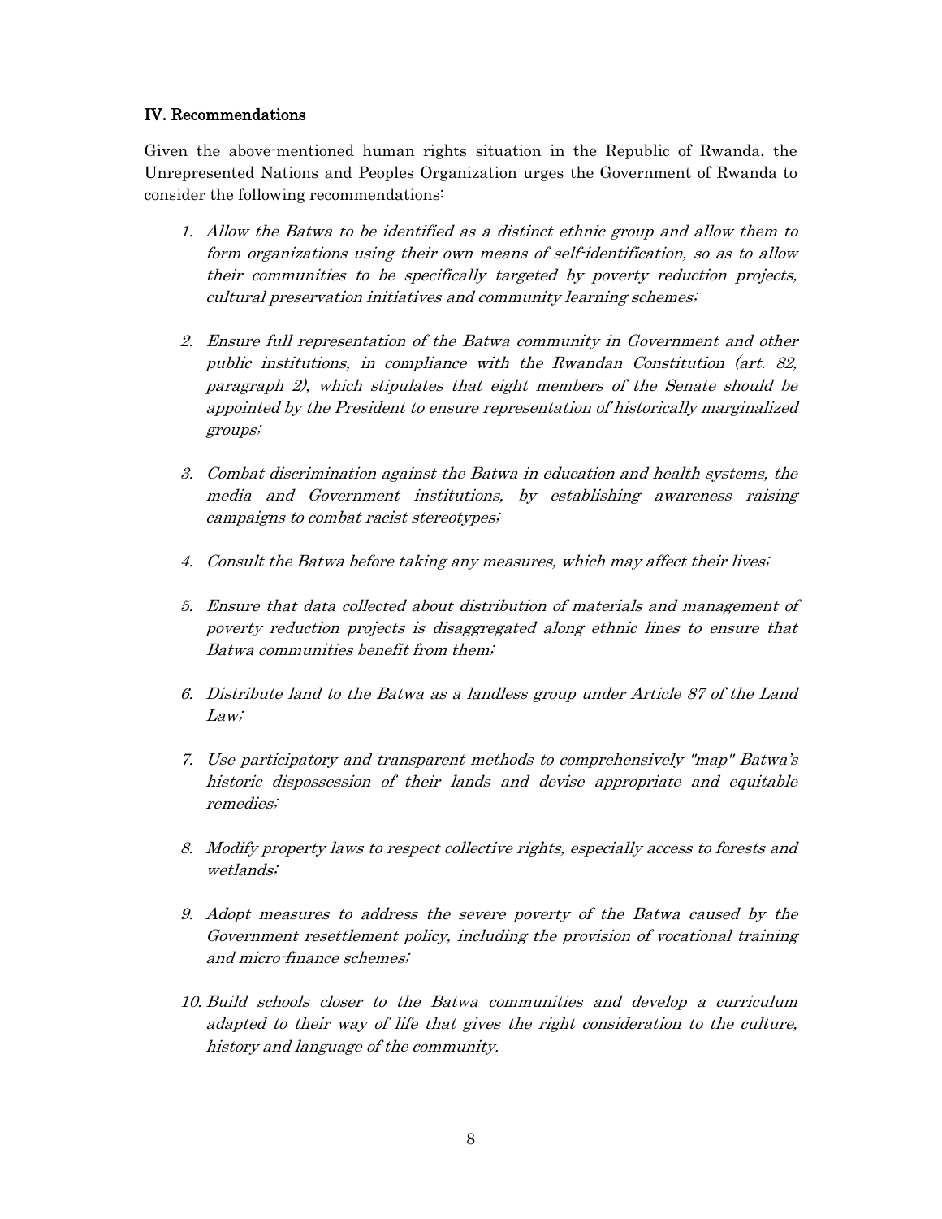## IV. Recommendations

Given the above-mentioned human rights situation in the Republic of Rwanda, the Unrepresented Nations and Peoples Organization urges the Government of Rwanda to consider the following recommendations:

1. *Allow the Batwa to be identified as a distinct ethnic group and allow them to form organizations using their own means of self-identification, so as to allow their communities to be specifically targeted by poverty reduction projects, cultural preservation initiatives and community learning schemes;*

2. *Ensure full representation of the Batwa community in Government and other public institutions, in compliance with the Rwandan Constitution (art. 82, paragraph 2), which stipulates that eight members of the Senate should be appointed by the President to ensure representation of historically marginalized groups;*

3. *Combat discrimination against the Batwa in education and health systems, the media and Government institutions, by establishing awareness raising campaigns to combat racist stereotypes;*

4. *Consult the Batwa before taking any measures, which may affect their lives;*

5. *Ensure that data collected about distribution of materials and management of poverty reduction projects is disaggregated along ethnic lines to ensure that Batwa communities benefit from them;*

6. *Distribute land to the Batwa as a landless group under Article 87 of the Land Law;*

7. *Use participatory and transparent methods to comprehensively "map" Batwa's historic dispossession of their lands and devise appropriate and equitable remedies;*

8. *Modify property laws to respect collective rights, especially access to forests and wetlands;*

9. *Adopt measures to address the severe poverty of the Batwa caused by the Government resettlement policy, including the provision of vocational training and micro-finance schemes;*

10. *Build schools closer to the Batwa communities and develop a curriculum adapted to their way of life that gives the right consideration to the culture, history and language of the community.*